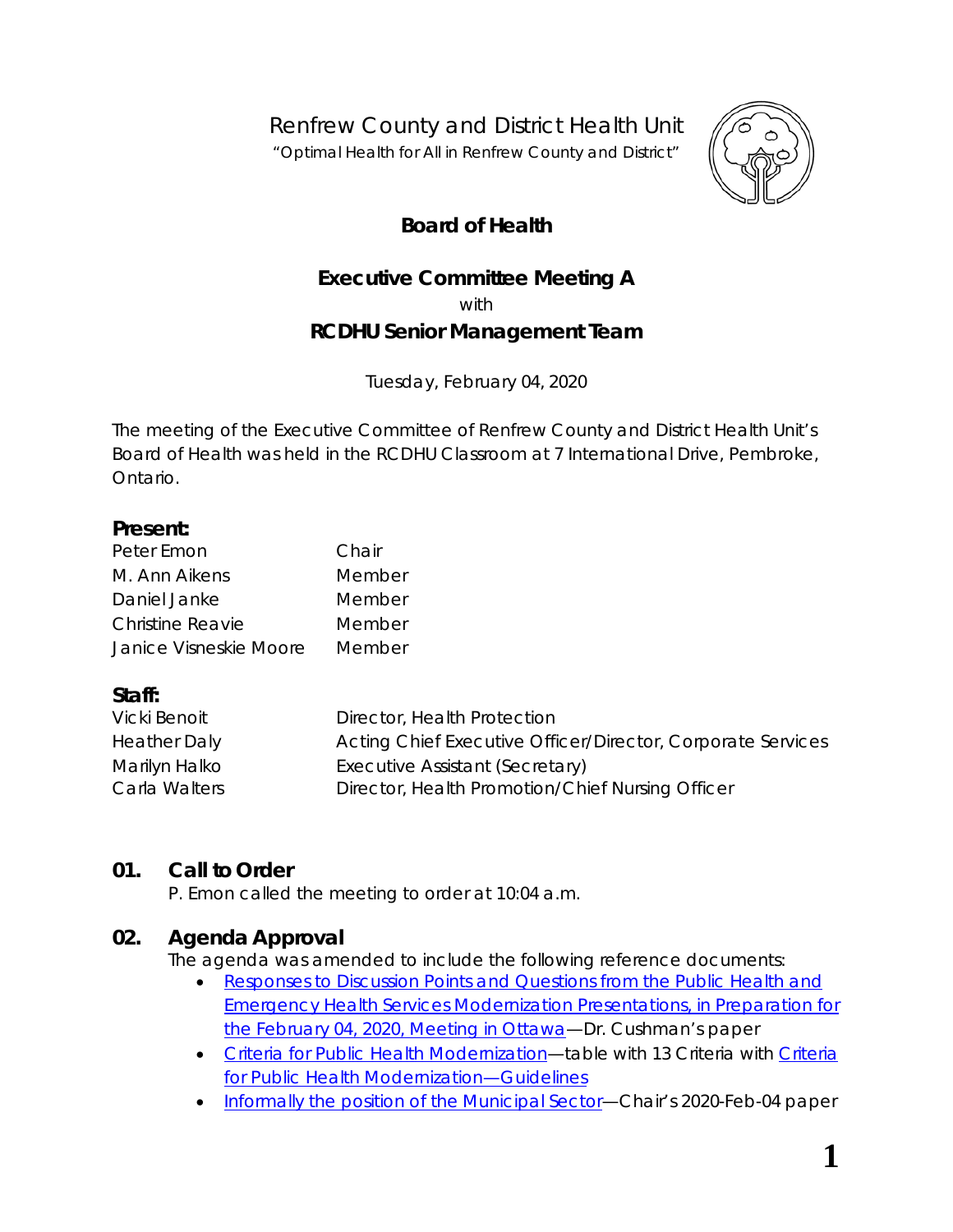Renfrew County and District Health Unit

"Optimal Health for All in Renfrew County and District"

# Board of Health

## Executive Committee Meeting A

with

## RCDHU Senior Management Team

Tuesday, February 04, 2020

The meeting of the Executive Committee of Renfrew County and District Health Unit's Board of Health was held in the RCDHU Classroom at 7 International Drive, Pembroke, Ontario.

**Present:**

| | |
|---|---|
| Peter Emon | Chair |
| M. Ann Aikens | Member |
| Daniel Janke | Member |
| Christine Reavie | Member |
| Janice Visneskie Moore | Member |

**Staff:**

| | |
|---|---|
| Vicki Benoit | Director, Health Protection |
| Heather Daly | Acting Chief Executive Officer/Director, Corporate Services |
| Marilyn Halko | Executive Assistant (Secretary) |
| Carla Walters | Director, Health Promotion/Chief Nursing Officer |

### 01. Call to Order

P. Emon called the meeting to order at 10:04 a.m.

### 02. Agenda Approval

The agenda was amended to include the following reference documents:

- Responses to Discussion Points and Questions from the Public Health and Emergency Health Services Modernization Presentations, in Preparation for the February 04, 2020, Meeting in Ottawa—Dr. Cushman's paper
- Criteria for Public Health Modernization—table with 13 Criteria with Criteria for Public Health Modernization—Guidelines
- Informally the position of the Municipal Sector—Chair's 2020-Feb-04 paper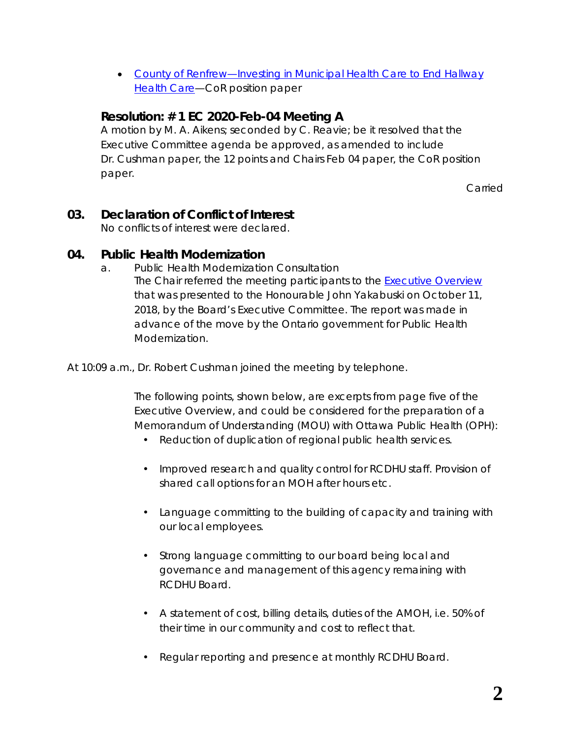- County of Renfrew—Investing in Municipal Health Care to End Hallway Health Care—CoR position paper

**Resolution: # 1 EC 2020-Feb-04 Meeting A**
A motion by M. A. Aikens; seconded by C. Reavie; be it resolved that the Executive Committee agenda be approved, as amended to include Dr. Cushman paper, the 12 points and Chairs Feb 04 paper, the CoR position paper.

Carried

## 03. Declaration of Conflict of Interest

No conflicts of interest were declared.

## 04. Public Health Modernization

a. Public Health Modernization Consultation
The Chair referred the meeting participants to the Executive Overview that was presented to the Honourable John Yakabuski on October 11, 2018, by the Board's Executive Committee. The report was made in advance of the move by the Ontario government for Public Health Modernization.

At 10:09 a.m., Dr. Robert Cushman joined the meeting by telephone.

The following points, shown below, are excerpts from page five of the Executive Overview, and could be considered for the preparation of a Memorandum of Understanding (MOU) with Ottawa Public Health (OPH):

- Reduction of duplication of regional public health services.
- Improved research and quality control for RCDHU staff. Provision of shared call options for an MOH after hours etc.
- Language committing to the building of capacity and training with our local employees.
- Strong language committing to our board being local and governance and management of this agency remaining with RCDHU Board.
- A statement of cost, billing details, duties of the AMOH, i.e. 50% of their time in our community and cost to reflect that.
- Regular reporting and presence at monthly RCDHU Board.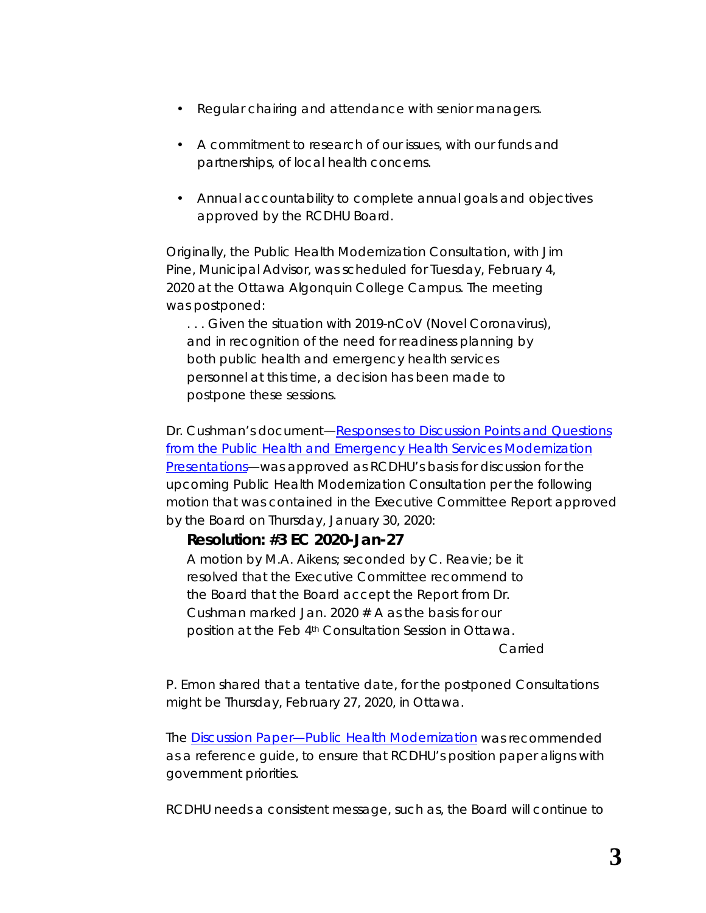- Regular chairing and attendance with senior managers.
- A commitment to research of our issues, with our funds and partnerships, of local health concerns.
- Annual accountability to complete annual goals and objectives approved by the RCDHU Board.

Originally, the Public Health Modernization Consultation, with Jim Pine, Municipal Advisor, was scheduled for Tuesday, February 4, 2020 at the Ottawa Algonquin College Campus. The meeting was postponed:

> . . . Given the situation with 2019-nCoV (Novel Coronavirus), and in recognition of the need for readiness planning by both public health and emergency health services personnel at this time, a decision has been made to postpone these sessions.

Dr. Cushman's document—Responses to Discussion Points and Questions from the Public Health and Emergency Health Services Modernization Presentations—was approved as RCDHU's basis for discussion for the upcoming Public Health Modernization Consultation per the following motion that was contained in the Executive Committee Report approved by the Board on Thursday, January 30, 2020:

> **Resolution: #3 EC 2020-Jan-27**
>
> A motion by M.A. Aikens; seconded by C. Reavie; be it resolved that the Executive Committee recommend to the Board that the Board accept the Report from Dr. Cushman marked Jan. 2020 # A as the basis for our position at the Feb 4th Consultation Session in Ottawa.
>
> Carried

P. Emon shared that a tentative date, for the postponed Consultations might be Thursday, February 27, 2020, in Ottawa.

The Discussion Paper—Public Health Modernization was recommended as a reference guide, to ensure that RCDHU's position paper aligns with government priorities.

RCDHU needs a consistent message, such as, the Board will continue to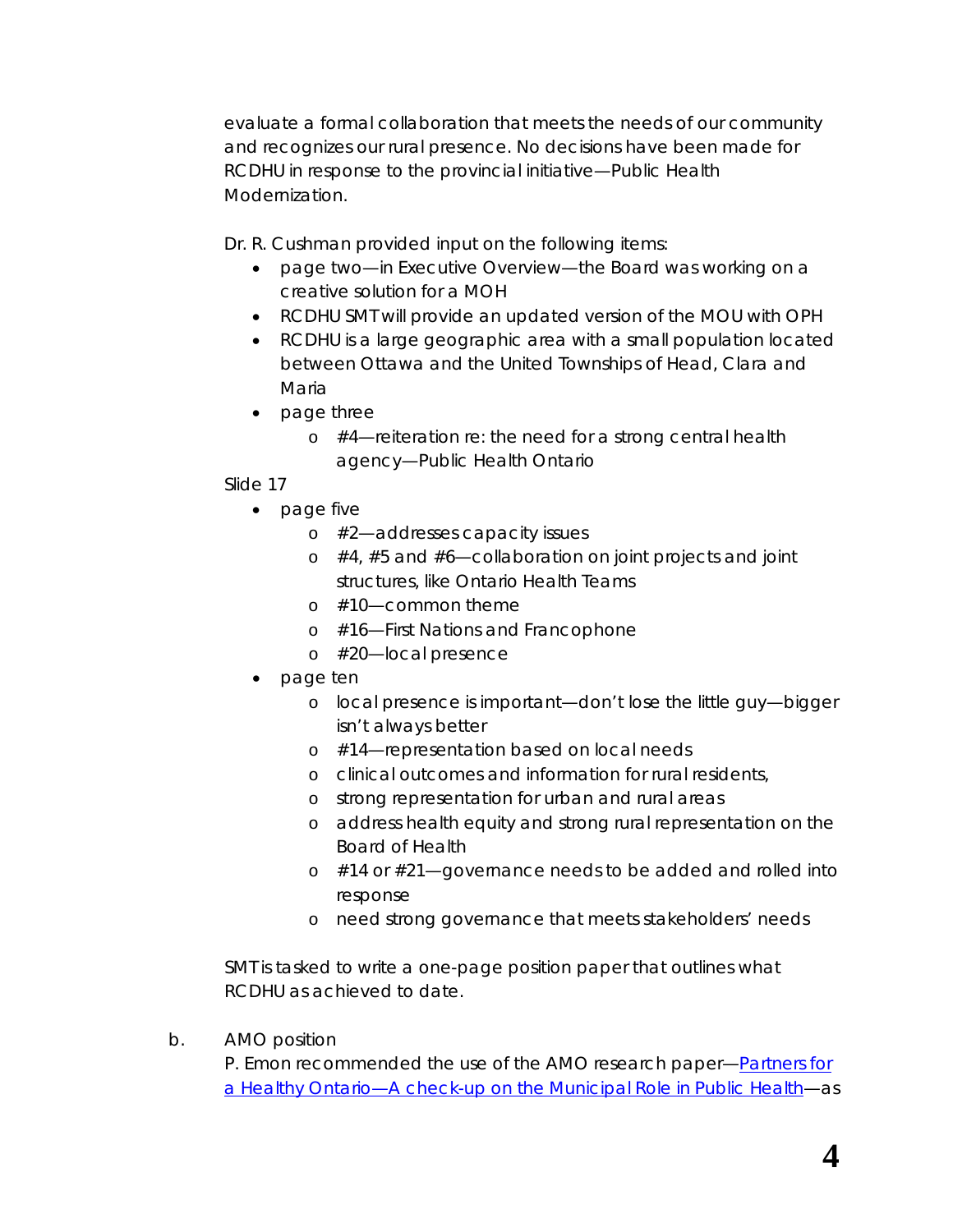evaluate a formal collaboration that meets the needs of our community and recognizes our rural presence. No decisions have been made for RCDHU in response to the provincial initiative—Public Health Modernization.

Dr. R. Cushman provided input on the following items:

- page two—in Executive Overview—the Board was working on a creative solution for a MOH
- RCDHU SMT will provide an updated version of the MOU with OPH
- RCDHU is a large geographic area with a small population located between Ottawa and the United Townships of Head, Clara and Maria
- page three
  - #4—reiteration re: the need for a strong central health agency—Public Health Ontario

Slide 17

- page five
  - #2—addresses capacity issues
  - #4, #5 and #6—collaboration on joint projects and joint structures, like Ontario Health Teams
  - #10—common theme
  - #16—First Nations and Francophone
  - #20—local presence
- page ten
  - local presence is important—don't lose the little guy—bigger isn't always better
  - #14—representation based on local needs
  - clinical outcomes and information for rural residents,
  - strong representation for urban and rural areas
  - address health equity and strong rural representation on the Board of Health
  - #14 or #21—governance needs to be added and rolled into response
  - need strong governance that meets stakeholders' needs

SMT is tasked to write a one-page position paper that outlines what RCDHU as achieved to date.

b. AMO position

P. Emon recommended the use of the AMO research paper—[Partners for a Healthy Ontario—A check-up on the Municipal Role in Public Health]—as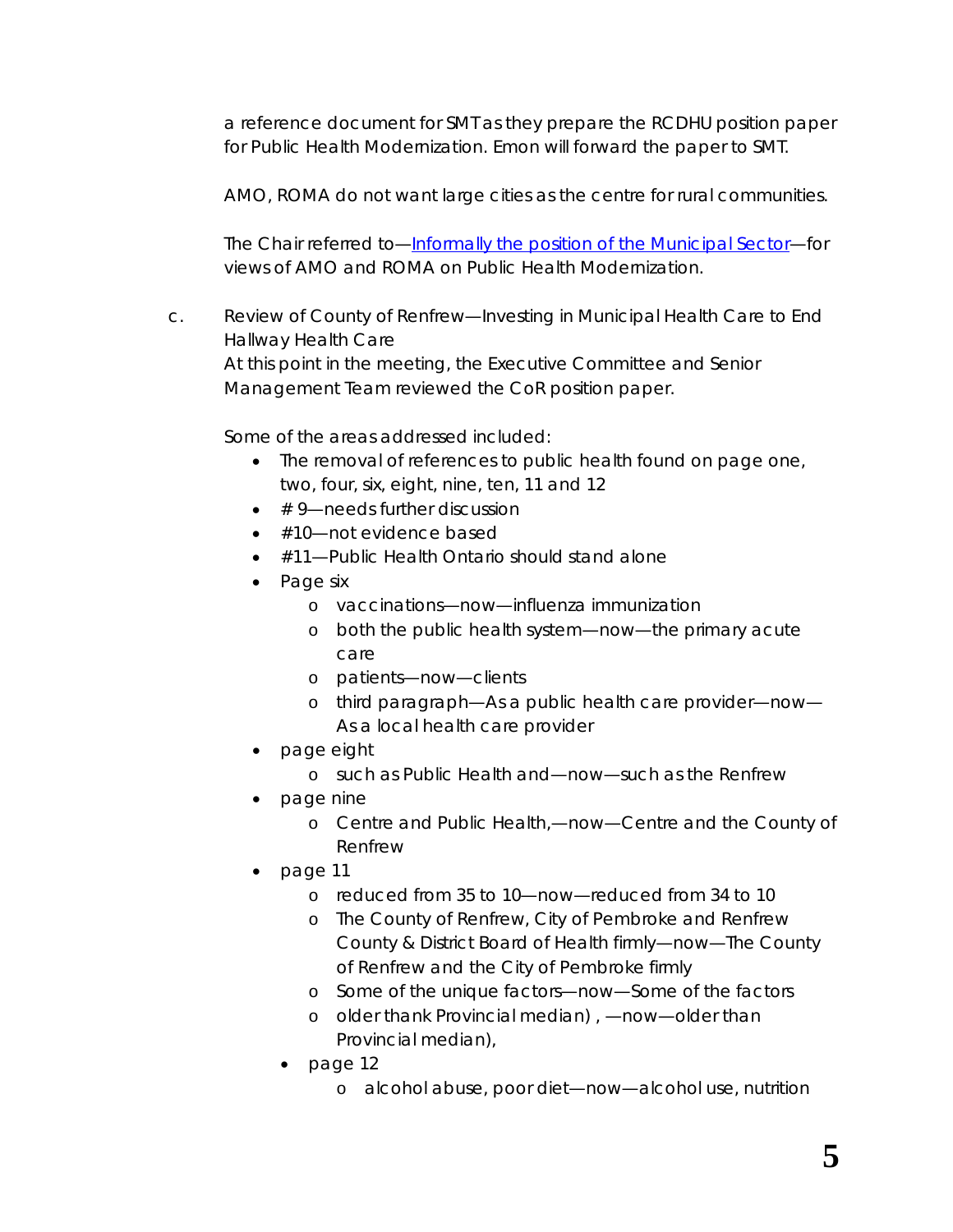a reference document for SMT as they prepare the RCDHU position paper for Public Health Modernization. Emon will forward the paper to SMT.

AMO, ROMA do not want large cities as the centre for rural communities.

The Chair referred to—Informally the position of the Municipal Sector—for views of AMO and ROMA on Public Health Modernization.

c. Review of County of Renfrew—Investing in Municipal Health Care to End Hallway Health Care
At this point in the meeting, the Executive Committee and Senior Management Team reviewed the CoR position paper.

Some of the areas addressed included:

- The removal of references to public health found on page one, two, four, six, eight, nine, ten, 11 and 12
- # 9—needs further discussion
- #10—not evidence based
- #11—Public Health Ontario should stand alone
- Page six
    - vaccinations—now—influenza immunization
    - both the public health system—now—the primary acute care
    - patients—now—clients
    - third paragraph—As a public health care provider—now—As a local health care provider
- page eight
    - such as Public Health and—now—such as the Renfrew
- page nine
    - Centre and Public Health,—now—Centre and the County of Renfrew
- page 11
    - reduced from 35 to 10—now—reduced from 34 to 10
    - The County of Renfrew, City of Pembroke and Renfrew County & District Board of Health firmly—now—The County of Renfrew and the City of Pembroke firmly
    - Some of the unique factors—now—Some of the factors
    - older thank Provincial median) , —now—older than Provincial median),
- page 12
    - alcohol abuse, poor diet—now—alcohol use, nutrition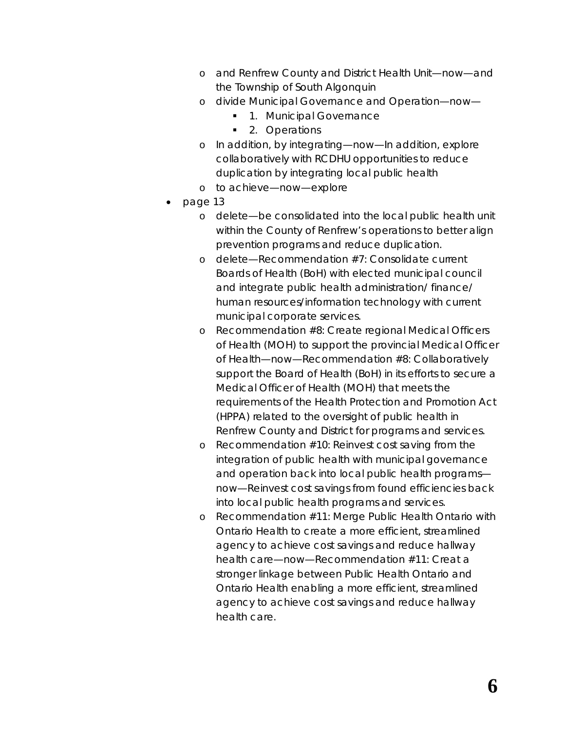- and Renfrew County and District Health Unit—now—and the Township of South Algonquin
- divide Municipal Governance and Operation—now—
  - 1. Municipal Governance
  - 2. Operations
- In addition, by integrating—now—In addition, explore collaboratively with RCDHU opportunities to reduce duplication by integrating local public health
- to achieve—now—explore

- page 13
  - delete—be consolidated into the local public health unit within the County of Renfrew's operations to better align prevention programs and reduce duplication.
  - delete—Recommendation #7: Consolidate current Boards of Health (BoH) with elected municipal council and integrate public health administration/ finance/ human resources/information technology with current municipal corporate services.
  - Recommendation #8: Create regional Medical Officers of Health (MOH) to support the provincial Medical Officer of Health—now—Recommendation #8: Collaboratively support the Board of Health (BoH) in its efforts to secure a Medical Officer of Health (MOH) that meets the requirements of the Health Protection and Promotion Act (HPPA) related to the oversight of public health in Renfrew County and District for programs and services.
  - Recommendation #10: Reinvest cost saving from the integration of public health with municipal governance and operation back into local public health programs—now—Reinvest cost savings from found efficiencies back into local public health programs and services.
  - Recommendation #11: Merge Public Health Ontario with Ontario Health to create a more efficient, streamlined agency to achieve cost savings and reduce hallway health care—now—Recommendation #11: Creat a stronger linkage between Public Health Ontario and Ontario Health enabling a more efficient, streamlined agency to achieve cost savings and reduce hallway health care.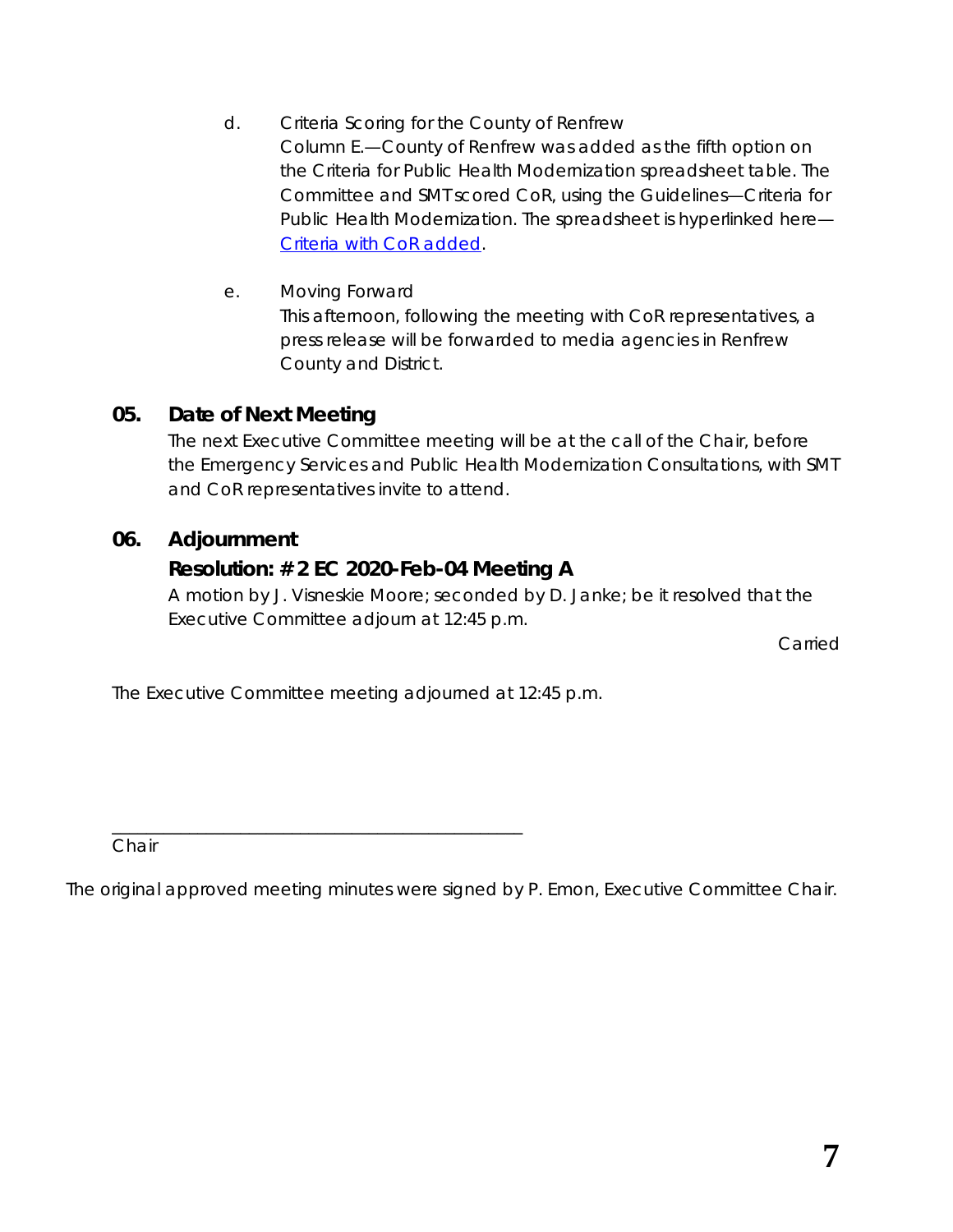d. Criteria Scoring for the County of Renfrew
Column E.—County of Renfrew was added as the fifth option on the Criteria for Public Health Modernization spreadsheet table. The Committee and SMT scored CoR, using the Guidelines—Criteria for Public Health Modernization. The spreadsheet is hyperlinked here—[Criteria with CoR added](Criteria with CoR added).

e. Moving Forward
This afternoon, following the meeting with CoR representatives, a press release will be forwarded to media agencies in Renfrew County and District.

## 05. Date of Next Meeting

The next Executive Committee meeting will be at the call of the Chair, before the Emergency Services and Public Health Modernization Consultations, with SMT and CoR representatives invite to attend.

## 06. Adjournment

### Resolution: # 2 EC 2020-Feb-04 Meeting A

A motion by J. Visneskie Moore; seconded by D. Janke; be it resolved that the Executive Committee adjourn at 12:45 p.m.

Carried

The Executive Committee meeting adjourned at 12:45 p.m.

______________________________________________
Chair

The original approved meeting minutes were signed by P. Emon, Executive Committee Chair.